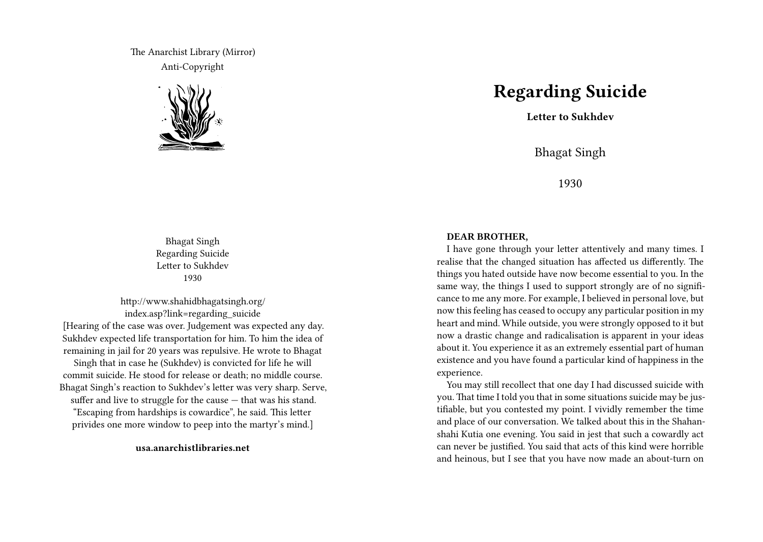The Anarchist Library (Mirror)
Anti-Copyright

Bhagat Singh
Regarding Suicide
Letter to Sukhdev
1930

http://www.shahidbhagatsingh.org/index.asp?link=regarding_suicide
[Hearing of the case was over. Judgement was expected any day. Sukhdev expected life transportation for him. To him the idea of remaining in jail for 20 years was repulsive. He wrote to Bhagat Singh that in case he (Sukhdev) is convicted for life he will commit suicide. He stood for release or death; no middle course. Bhagat Singh's reaction to Sukhdev's letter was very sharp. Serve, suffer and live to struggle for the cause — that was his stand. "Escaping from hardships is cowardice", he said. This letter privides one more window to peep into the martyr's mind.]

**usa.anarchistlibraries.net**

# Regarding Suicide

**Letter to Sukhdev**

Bhagat Singh

1930

**DEAR BROTHER,**

I have gone through your letter attentively and many times. I realise that the changed situation has affected us differently. The things you hated outside have now become essential to you. In the same way, the things I used to support strongly are of no significance to me any more. For example, I believed in personal love, but now this feeling has ceased to occupy any particular position in my heart and mind. While outside, you were strongly opposed to it but now a drastic change and radicalisation is apparent in your ideas about it. You experience it as an extremely essential part of human existence and you have found a particular kind of happiness in the experience.

You may still recollect that one day I had discussed suicide with you. That time I told you that in some situations suicide may be justifiable, but you contested my point. I vividly remember the time and place of our conversation. We talked about this in the Shahanshahi Kutia one evening. You said in jest that such a cowardly act can never be justified. You said that acts of this kind were horrible and heinous, but I see that you have now made an about-turn on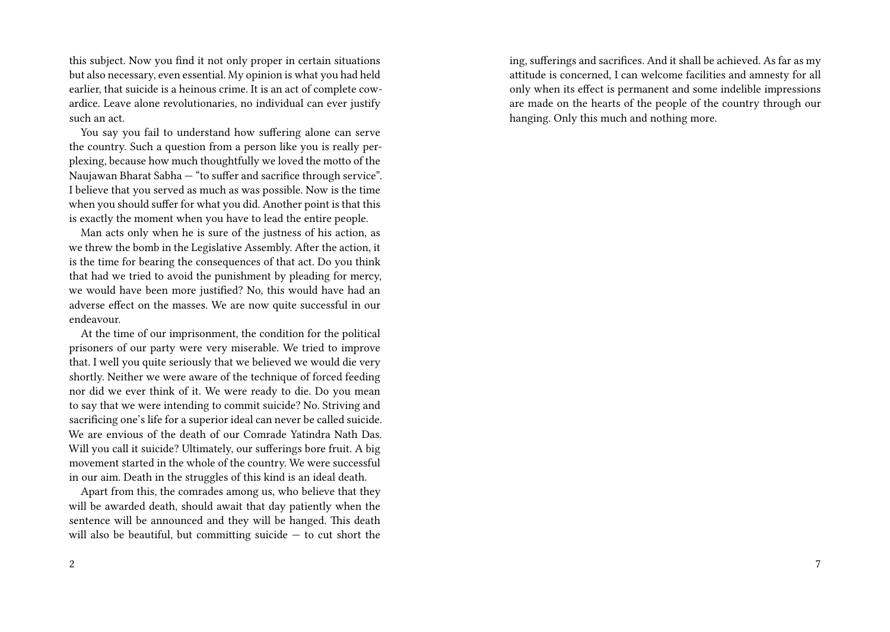this subject. Now you find it not only proper in certain situations but also necessary, even essential. My opinion is what you had held earlier, that suicide is a heinous crime. It is an act of complete cowardice. Leave alone revolutionaries, no individual can ever justify such an act.

You say you fail to understand how suffering alone can serve the country. Such a question from a person like you is really perplexing, because how much thoughtfully we loved the motto of the Naujawan Bharat Sabha — "to suffer and sacrifice through service". I believe that you served as much as was possible. Now is the time when you should suffer for what you did. Another point is that this is exactly the moment when you have to lead the entire people.

Man acts only when he is sure of the justness of his action, as we threw the bomb in the Legislative Assembly. After the action, it is the time for bearing the consequences of that act. Do you think that had we tried to avoid the punishment by pleading for mercy, we would have been more justified? No, this would have had an adverse effect on the masses. We are now quite successful in our endeavour.

At the time of our imprisonment, the condition for the political prisoners of our party were very miserable. We tried to improve that. I well you quite seriously that we believed we would die very shortly. Neither we were aware of the technique of forced feeding nor did we ever think of it. We were ready to die. Do you mean to say that we were intending to commit suicide? No. Striving and sacrificing one's life for a superior ideal can never be called suicide. We are envious of the death of our Comrade Yatindra Nath Das. Will you call it suicide? Ultimately, our sufferings bore fruit. A big movement started in the whole of the country. We were successful in our aim. Death in the struggles of this kind is an ideal death.

Apart from this, the comrades among us, who believe that they will be awarded death, should await that day patiently when the sentence will be announced and they will be hanged. This death will also be beautiful, but committing suicide — to cut short the

ing, sufferings and sacrifices. And it shall be achieved. As far as my attitude is concerned, I can welcome facilities and amnesty for all only when its effect is permanent and some indelible impressions are made on the hearts of the people of the country through our hanging. Only this much and nothing more.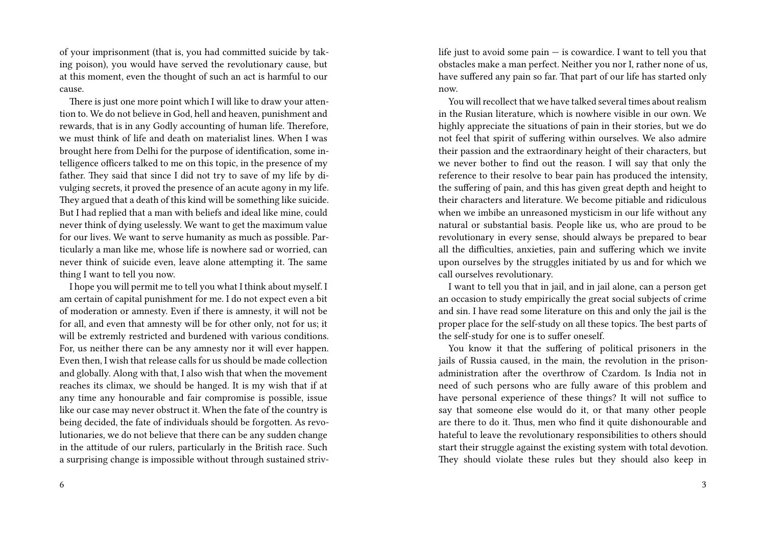of your imprisonment (that is, you had committed suicide by taking poison), you would have served the revolutionary cause, but at this moment, even the thought of such an act is harmful to our cause.

There is just one more point which I will like to draw your attention to. We do not believe in God, hell and heaven, punishment and rewards, that is in any Godly accounting of human life. Therefore, we must think of life and death on materialist lines. When I was brought here from Delhi for the purpose of identification, some intelligence officers talked to me on this topic, in the presence of my father. They said that since I did not try to save of my life by divulging secrets, it proved the presence of an acute agony in my life. They argued that a death of this kind will be something like suicide. But I had replied that a man with beliefs and ideal like mine, could never think of dying uselessly. We want to get the maximum value for our lives. We want to serve humanity as much as possible. Particularly a man like me, whose life is nowhere sad or worried, can never think of suicide even, leave alone attempting it. The same thing I want to tell you now.

I hope you will permit me to tell you what I think about myself. I am certain of capital punishment for me. I do not expect even a bit of moderation or amnesty. Even if there is amnesty, it will not be for all, and even that amnesty will be for other only, not for us; it will be extremly restricted and burdened with various conditions. For, us neither there can be any amnesty nor it will ever happen. Even then, I wish that release calls for us should be made collection and globally. Along with that, I also wish that when the movement reaches its climax, we should be hanged. It is my wish that if at any time any honourable and fair compromise is possible, issue like our case may never obstruct it. When the fate of the country is being decided, the fate of individuals should be forgotten. As revolutionaries, we do not believe that there can be any sudden change in the attitude of our rulers, particularly in the British race. Such a surprising change is impossible without through sustained striv-

life just to avoid some pain — is cowardice. I want to tell you that obstacles make a man perfect. Neither you nor I, rather none of us, have suffered any pain so far. That part of our life has started only now.

You will recollect that we have talked several times about realism in the Rusian literature, which is nowhere visible in our own. We highly appreciate the situations of pain in their stories, but we do not feel that spirit of suffering within ourselves. We also admire their passion and the extraordinary height of their characters, but we never bother to find out the reason. I will say that only the reference to their resolve to bear pain has produced the intensity, the suffering of pain, and this has given great depth and height to their characters and literature. We become pitiable and ridiculous when we imbibe an unreasoned mysticism in our life without any natural or substantial basis. People like us, who are proud to be revolutionary in every sense, should always be prepared to bear all the difficulties, anxieties, pain and suffering which we invite upon ourselves by the struggles initiated by us and for which we call ourselves revolutionary.

I want to tell you that in jail, and in jail alone, can a person get an occasion to study empirically the great social subjects of crime and sin. I have read some literature on this and only the jail is the proper place for the self-study on all these topics. The best parts of the self-study for one is to suffer oneself.

You know it that the suffering of political prisoners in the jails of Russia caused, in the main, the revolution in the prison-administration after the overthrow of Czardom. Is India not in need of such persons who are fully aware of this problem and have personal experience of these things? It will not suffice to say that someone else would do it, or that many other people are there to do it. Thus, men who find it quite dishonourable and hateful to leave the revolutionary responsibilities to others should start their struggle against the existing system with total devotion. They should violate these rules but they should also keep in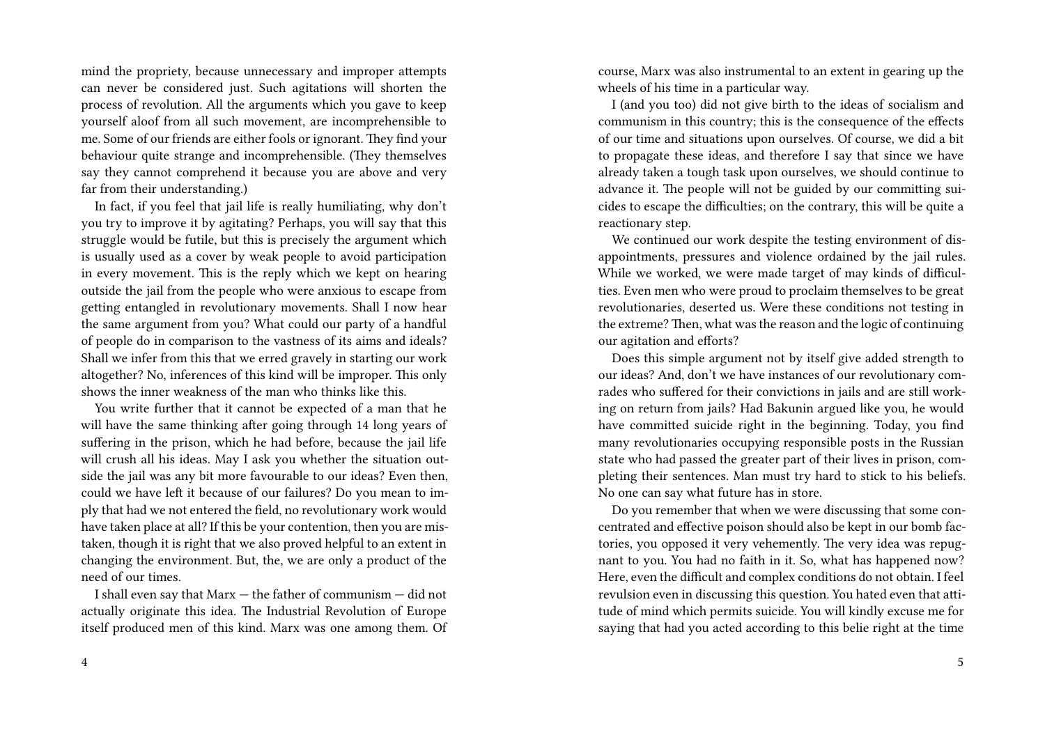mind the propriety, because unnecessary and improper attempts can never be considered just. Such agitations will shorten the process of revolution. All the arguments which you gave to keep yourself aloof from all such movement, are incomprehensible to me. Some of our friends are either fools or ignorant. They find your behaviour quite strange and incomprehensible. (They themselves say they cannot comprehend it because you are above and very far from their understanding.)

In fact, if you feel that jail life is really humiliating, why don't you try to improve it by agitating? Perhaps, you will say that this struggle would be futile, but this is precisely the argument which is usually used as a cover by weak people to avoid participation in every movement. This is the reply which we kept on hearing outside the jail from the people who were anxious to escape from getting entangled in revolutionary movements. Shall I now hear the same argument from you? What could our party of a handful of people do in comparison to the vastness of its aims and ideals? Shall we infer from this that we erred gravely in starting our work altogether? No, inferences of this kind will be improper. This only shows the inner weakness of the man who thinks like this.

You write further that it cannot be expected of a man that he will have the same thinking after going through 14 long years of suffering in the prison, which he had before, because the jail life will crush all his ideas. May I ask you whether the situation outside the jail was any bit more favourable to our ideas? Even then, could we have left it because of our failures? Do you mean to imply that had we not entered the field, no revolutionary work would have taken place at all? If this be your contention, then you are mistaken, though it is right that we also proved helpful to an extent in changing the environment. But, the, we are only a product of the need of our times.

I shall even say that Marx — the father of communism — did not actually originate this idea. The Industrial Revolution of Europe itself produced men of this kind. Marx was one among them. Of course, Marx was also instrumental to an extent in gearing up the wheels of his time in a particular way.

I (and you too) did not give birth to the ideas of socialism and communism in this country; this is the consequence of the effects of our time and situations upon ourselves. Of course, we did a bit to propagate these ideas, and therefore I say that since we have already taken a tough task upon ourselves, we should continue to advance it. The people will not be guided by our committing suicides to escape the difficulties; on the contrary, this will be quite a reactionary step.

We continued our work despite the testing environment of disappointments, pressures and violence ordained by the jail rules. While we worked, we were made target of may kinds of difficulties. Even men who were proud to proclaim themselves to be great revolutionaries, deserted us. Were these conditions not testing in the extreme? Then, what was the reason and the logic of continuing our agitation and efforts?

Does this simple argument not by itself give added strength to our ideas? And, don't we have instances of our revolutionary comrades who suffered for their convictions in jails and are still working on return from jails? Had Bakunin argued like you, he would have committed suicide right in the beginning. Today, you find many revolutionaries occupying responsible posts in the Russian state who had passed the greater part of their lives in prison, completing their sentences. Man must try hard to stick to his beliefs. No one can say what future has in store.

Do you remember that when we were discussing that some concentrated and effective poison should also be kept in our bomb factories, you opposed it very vehemently. The very idea was repugnant to you. You had no faith in it. So, what has happened now? Here, even the difficult and complex conditions do not obtain. I feel revulsion even in discussing this question. You hated even that attitude of mind which permits suicide. You will kindly excuse me for saying that had you acted according to this belie right at the time